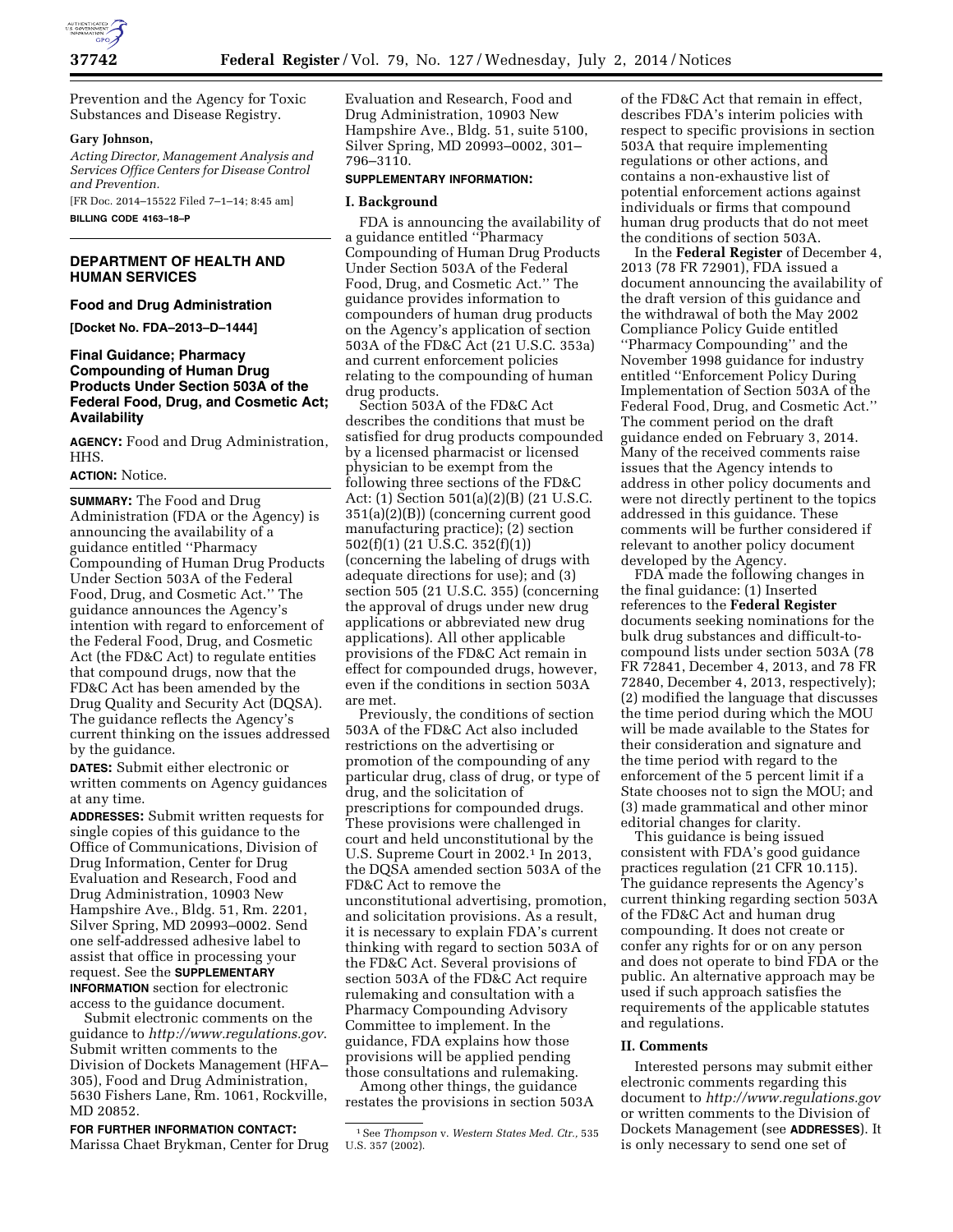Prevention and the Agency for Toxic Substances and Disease Registry.

**Gary Johnson,**

*Acting Director, Management Analysis and Services Office Centers for Disease Control and Prevention.*

[FR Doc. 2014–15522 Filed 7–1–14; 8:45 am]

**BILLING CODE 4163–18–P**

## DEPARTMENT OF HEALTH AND HUMAN SERVICES

### Food and Drug Administration

**[Docket No. FDA–2013–D–1444]**

### Final Guidance; Pharmacy Compounding of Human Drug Products Under Section 503A of the Federal Food, Drug, and Cosmetic Act; Availability

**AGENCY:** Food and Drug Administration, HHS.

**ACTION:** Notice.

**SUMMARY:** The Food and Drug Administration (FDA or the Agency) is announcing the availability of a guidance entitled ''Pharmacy Compounding of Human Drug Products Under Section 503A of the Federal Food, Drug, and Cosmetic Act.'' The guidance announces the Agency's intention with regard to enforcement of the Federal Food, Drug, and Cosmetic Act (the FD&C Act) to regulate entities that compound drugs, now that the FD&C Act has been amended by the Drug Quality and Security Act (DQSA). The guidance reflects the Agency's current thinking on the issues addressed by the guidance.

**DATES:** Submit either electronic or written comments on Agency guidances at any time.

**ADDRESSES:** Submit written requests for single copies of this guidance to the Office of Communications, Division of Drug Information, Center for Drug Evaluation and Research, Food and Drug Administration, 10903 New Hampshire Ave., Bldg. 51, Rm. 2201, Silver Spring, MD 20993–0002. Send one self-addressed adhesive label to assist that office in processing your request. See the **SUPPLEMENTARY INFORMATION** section for electronic access to the guidance document.

Submit electronic comments on the guidance to *http://www.regulations.gov*. Submit written comments to the Division of Dockets Management (HFA–305), Food and Drug Administration, 5630 Fishers Lane, Rm. 1061, Rockville, MD 20852.

**FOR FURTHER INFORMATION CONTACT:** Marissa Chaet Brykman, Center for Drug Evaluation and Research, Food and Drug Administration, 10903 New Hampshire Ave., Bldg. 51, suite 5100, Silver Spring, MD 20993–0002, 301–796–3110.

**SUPPLEMENTARY INFORMATION:**

### I. Background

FDA is announcing the availability of a guidance entitled ''Pharmacy Compounding of Human Drug Products Under Section 503A of the Federal Food, Drug, and Cosmetic Act.'' The guidance provides information to compounders of human drug products on the Agency's application of section 503A of the FD&C Act (21 U.S.C. 353a) and current enforcement policies relating to the compounding of human drug products.

Section 503A of the FD&C Act describes the conditions that must be satisfied for drug products compounded by a licensed pharmacist or licensed physician to be exempt from the following three sections of the FD&C Act: (1) Section 501(a)(2)(B) (21 U.S.C. 351(a)(2)(B)) (concerning current good manufacturing practice); (2) section 502(f)(1) (21 U.S.C. 352(f)(1)) (concerning the labeling of drugs with adequate directions for use); and (3) section 505 (21 U.S.C. 355) (concerning the approval of drugs under new drug applications or abbreviated new drug applications). All other applicable provisions of the FD&C Act remain in effect for compounded drugs, however, even if the conditions in section 503A are met.

Previously, the conditions of section 503A of the FD&C Act also included restrictions on the advertising or promotion of the compounding of any particular drug, class of drug, or type of drug, and the solicitation of prescriptions for compounded drugs. These provisions were challenged in court and held unconstitutional by the U.S. Supreme Court in 2002.[1] In 2013, the DQSA amended section 503A of the FD&C Act to remove the unconstitutional advertising, promotion, and solicitation provisions. As a result, it is necessary to explain FDA's current thinking with regard to section 503A of the FD&C Act. Several provisions of section 503A of the FD&C Act require rulemaking and consultation with a Pharmacy Compounding Advisory Committee to implement. In the guidance, FDA explains how those provisions will be applied pending those consultations and rulemaking.

Among other things, the guidance restates the provisions in section 503A of the FD&C Act that remain in effect, describes FDA's interim policies with respect to specific provisions in section 503A that require implementing regulations or other actions, and contains a non-exhaustive list of potential enforcement actions against individuals or firms that compound human drug products that do not meet the conditions of section 503A.

In the **Federal Register** of December 4, 2013 (78 FR 72901), FDA issued a document announcing the availability of the draft version of this guidance and the withdrawal of both the May 2002 Compliance Policy Guide entitled ''Pharmacy Compounding'' and the November 1998 guidance for industry entitled ''Enforcement Policy During Implementation of Section 503A of the Federal Food, Drug, and Cosmetic Act.'' The comment period on the draft guidance ended on February 3, 2014. Many of the received comments raise issues that the Agency intends to address in other policy documents and were not directly pertinent to the topics addressed in this guidance. These comments will be further considered if relevant to another policy document developed by the Agency.

FDA made the following changes in the final guidance: (1) Inserted references to the **Federal Register** documents seeking nominations for the bulk drug substances and difficult-to-compound lists under section 503A (78 FR 72841, December 4, 2013, and 78 FR 72840, December 4, 2013, respectively); (2) modified the language that discusses the time period during which the MOU will be made available to the States for their consideration and signature and the time period with regard to the enforcement of the 5 percent limit if a State chooses not to sign the MOU; and (3) made grammatical and other minor editorial changes for clarity.

This guidance is being issued consistent with FDA's good guidance practices regulation (21 CFR 10.115). The guidance represents the Agency's current thinking regarding section 503A of the FD&C Act and human drug compounding. It does not create or confer any rights for or on any person and does not operate to bind FDA or the public. An alternative approach may be used if such approach satisfies the requirements of the applicable statutes and regulations.

### II. Comments

Interested persons may submit either electronic comments regarding this document to *http://www.regulations.gov* or written comments to the Division of Dockets Management (see **ADDRESSES**). It is only necessary to send one set of

---

[1] See *Thompson* v. *Western States Med. Ctr.*, 535 U.S. 357 (2002).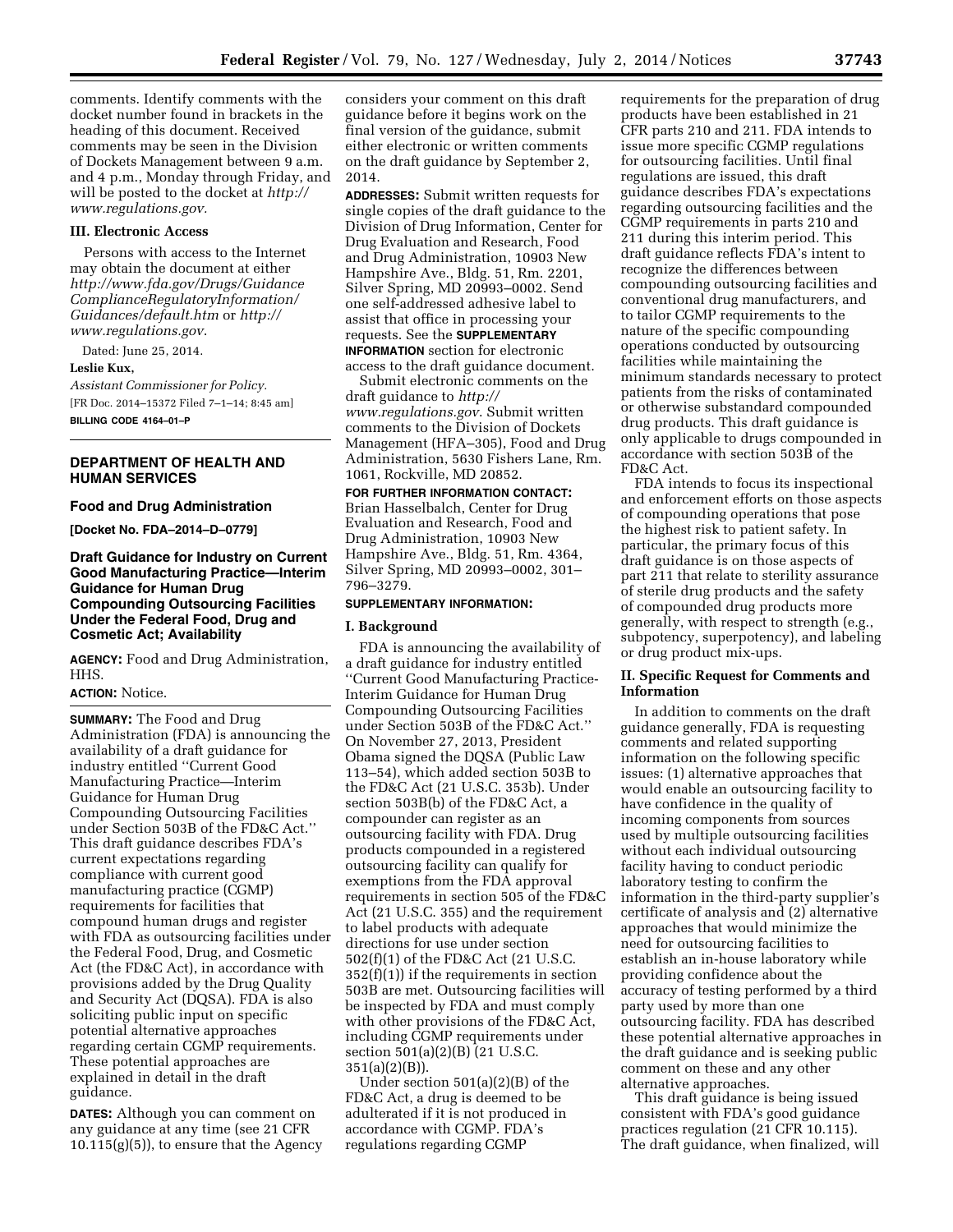comments. Identify comments with the docket number found in brackets in the heading of this document. Received comments may be seen in the Division of Dockets Management between 9 a.m. and 4 p.m., Monday through Friday, and will be posted to the docket at *http://www.regulations.gov*.

## III. Electronic Access

Persons with access to the Internet may obtain the document at either *http://www.fda.gov/Drugs/GuidanceComplianceRegulatoryInformation/Guidances/default.htm* or *http://www.regulations.gov*.

Dated: June 25, 2014.

**Leslie Kux,**

*Assistant Commissioner for Policy.*

[FR Doc. 2014–15372 Filed 7–1–14; 8:45 am]

**BILLING CODE 4164–01–P**

---

## DEPARTMENT OF HEALTH AND HUMAN SERVICES

### Food and Drug Administration

**[Docket No. FDA–2014–D–0779]**

### Draft Guidance for Industry on Current Good Manufacturing Practice—Interim Guidance for Human Drug Compounding Outsourcing Facilities Under the Federal Food, Drug and Cosmetic Act; Availability

**AGENCY:** Food and Drug Administration, HHS.

**ACTION:** Notice.

**SUMMARY:** The Food and Drug Administration (FDA) is announcing the availability of a draft guidance for industry entitled ''Current Good Manufacturing Practice—Interim Guidance for Human Drug Compounding Outsourcing Facilities under Section 503B of the FD&C Act.'' This draft guidance describes FDA's current expectations regarding compliance with current good manufacturing practice (CGMP) requirements for facilities that compound human drugs and register with FDA as outsourcing facilities under the Federal Food, Drug, and Cosmetic Act (the FD&C Act), in accordance with provisions added by the Drug Quality and Security Act (DQSA). FDA is also soliciting public input on specific potential alternative approaches regarding certain CGMP requirements. These potential approaches are explained in detail in the draft guidance.

**DATES:** Although you can comment on any guidance at any time (see 21 CFR 10.115(g)(5)), to ensure that the Agency considers your comment on this draft guidance before it begins work on the final version of the guidance, submit either electronic or written comments on the draft guidance by September 2, 2014.

**ADDRESSES:** Submit written requests for single copies of the draft guidance to the Division of Drug Information, Center for Drug Evaluation and Research, Food and Drug Administration, 10903 New Hampshire Ave., Bldg. 51, Rm. 2201, Silver Spring, MD 20993–0002. Send one self-addressed adhesive label to assist that office in processing your requests. See the **SUPPLEMENTARY INFORMATION** section for electronic access to the draft guidance document.

Submit electronic comments on the draft guidance to *http://www.regulations.gov*. Submit written comments to the Division of Dockets Management (HFA–305), Food and Drug Administration, 5630 Fishers Lane, Rm. 1061, Rockville, MD 20852.

**FOR FURTHER INFORMATION CONTACT:** Brian Hasselbalch, Center for Drug Evaluation and Research, Food and Drug Administration, 10903 New Hampshire Ave., Bldg. 51, Rm. 4364, Silver Spring, MD 20993–0002, 301–796–3279.

**SUPPLEMENTARY INFORMATION:**

## I. Background

FDA is announcing the availability of a draft guidance for industry entitled ''Current Good Manufacturing Practice-Interim Guidance for Human Drug Compounding Outsourcing Facilities under Section 503B of the FD&C Act.'' On November 27, 2013, President Obama signed the DQSA (Public Law 113–54), which added section 503B to the FD&C Act (21 U.S.C. 353b). Under section 503B(b) of the FD&C Act, a compounder can register as an outsourcing facility with FDA. Drug products compounded in a registered outsourcing facility can qualify for exemptions from the FDA approval requirements in section 505 of the FD&C Act (21 U.S.C. 355) and the requirement to label products with adequate directions for use under section 502(f)(1) of the FD&C Act (21 U.S.C. 352(f)(1)) if the requirements in section 503B are met. Outsourcing facilities will be inspected by FDA and must comply with other provisions of the FD&C Act, including CGMP requirements under section 501(a)(2)(B) (21 U.S.C. 351(a)(2)(B)).

Under section 501(a)(2)(B) of the FD&C Act, a drug is deemed to be adulterated if it is not produced in accordance with CGMP. FDA's regulations regarding CGMP requirements for the preparation of drug products have been established in 21 CFR parts 210 and 211. FDA intends to issue more specific CGMP regulations for outsourcing facilities. Until final regulations are issued, this draft guidance describes FDA's expectations regarding outsourcing facilities and the CGMP requirements in parts 210 and 211 during this interim period. This draft guidance reflects FDA's intent to recognize the differences between compounding outsourcing facilities and conventional drug manufacturers, and to tailor CGMP requirements to the nature of the specific compounding operations conducted by outsourcing facilities while maintaining the minimum standards necessary to protect patients from the risks of contaminated or otherwise substandard compounded drug products. This draft guidance is only applicable to drugs compounded in accordance with section 503B of the FD&C Act.

FDA intends to focus its inspectional and enforcement efforts on those aspects of compounding operations that pose the highest risk to patient safety. In particular, the primary focus of this draft guidance is on those aspects of part 211 that relate to sterility assurance of sterile drug products and the safety of compounded drug products more generally, with respect to strength (e.g., subpotency, superpotency), and labeling or drug product mix-ups.

## II. Specific Request for Comments and Information

In addition to comments on the draft guidance generally, FDA is requesting comments and related supporting information on the following specific issues: (1) alternative approaches that would enable an outsourcing facility to have confidence in the quality of incoming components from sources used by multiple outsourcing facilities without each individual outsourcing facility having to conduct periodic laboratory testing to confirm the information in the third-party supplier's certificate of analysis and (2) alternative approaches that would minimize the need for outsourcing facilities to establish an in-house laboratory while providing confidence about the accuracy of testing performed by a third party used by more than one outsourcing facility. FDA has described these potential alternative approaches in the draft guidance and is seeking public comment on these and any other alternative approaches.

This draft guidance is being issued consistent with FDA's good guidance practices regulation (21 CFR 10.115). The draft guidance, when finalized, will